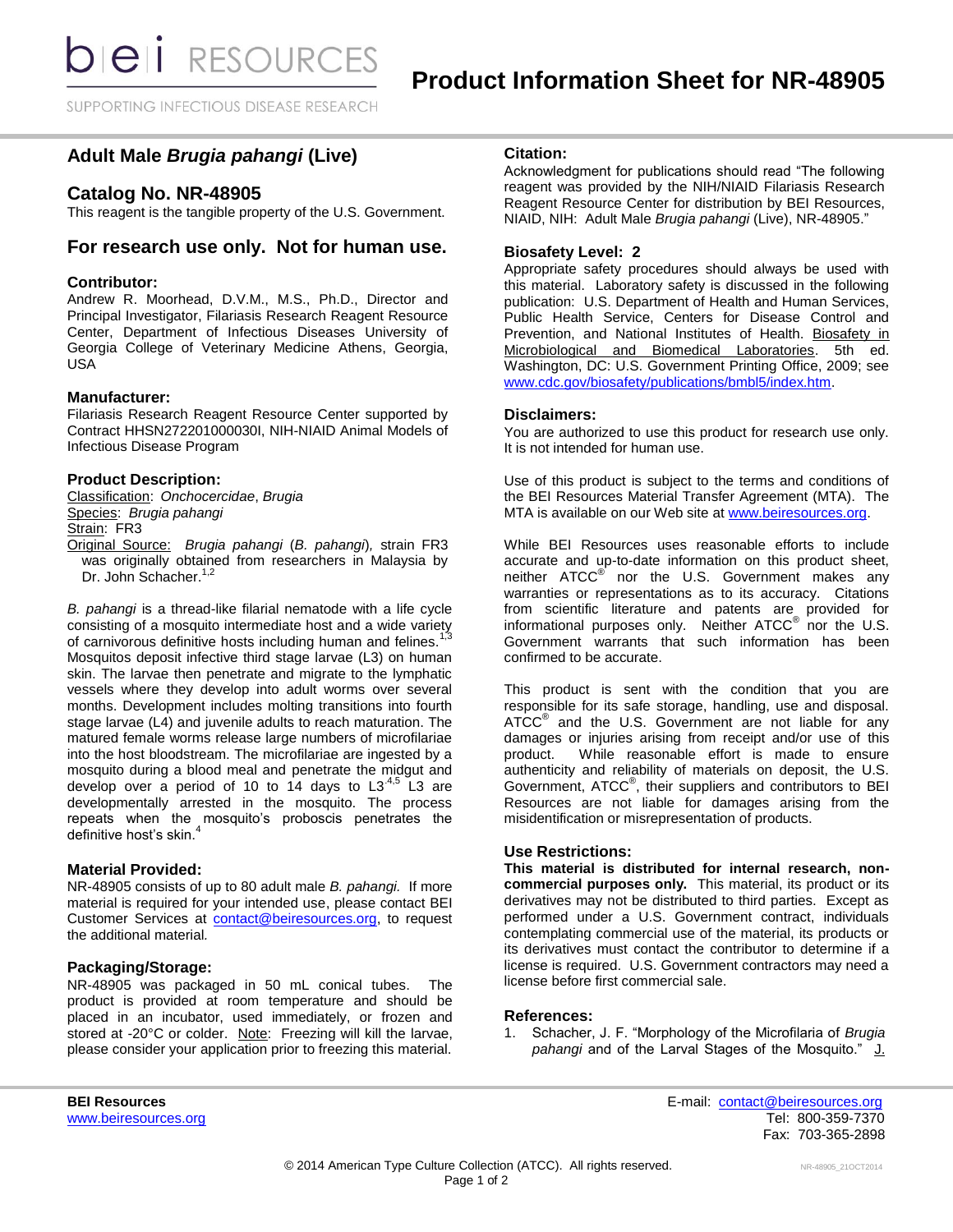# Product Information Sheet for NR-48905

## Adult Male *Brugia pahangi* (Live)

## Catalog No. NR-48905

This reagent is the tangible property of the U.S. Government.

## For research use only. Not for human use.

### Contributor:

Andrew R. Moorhead, D.V.M., M.S., Ph.D., Director and Principal Investigator, Filariasis Research Reagent Resource Center, Department of Infectious Diseases University of Georgia College of Veterinary Medicine Athens, Georgia, USA

### Manufacturer:

Filariasis Research Reagent Resource Center supported by Contract HHSN272201000030I, NIH-NIAID Animal Models of Infectious Disease Program

### Product Description:

Classification: *Onchocercidae*, *Brugia*
Species: *Brugia pahangi*
Strain: FR3
Original Source: *Brugia pahangi* (*B. pahangi*), strain FR3 was originally obtained from researchers in Malaysia by Dr. John Schacher.[1,2]

*B. pahangi* is a thread-like filarial nematode with a life cycle consisting of a mosquito intermediate host and a wide variety of carnivorous definitive hosts including human and felines.[1,3] Mosquitos deposit infective third stage larvae (L3) on human skin. The larvae then penetrate and migrate to the lymphatic vessels where they develop into adult worms over several months. Development includes molting transitions into fourth stage larvae (L4) and juvenile adults to reach maturation. The matured female worms release large numbers of microfilariae into the host bloodstream. The microfilariae are ingested by a mosquito during a blood meal and penetrate the midgut and develop over a period of 10 to 14 days to L3.[4,5] L3 are developmentally arrested in the mosquito. The process repeats when the mosquito's proboscis penetrates the definitive host's skin.[4]

### Material Provided:

NR-48905 consists of up to 80 adult male *B. pahangi.* If more material is required for your intended use, please contact BEI Customer Services at contact@beiresources.org, to request the additional material.

### Packaging/Storage:

NR-48905 was packaged in 50 mL conical tubes. The product is provided at room temperature and should be placed in an incubator, used immediately, or frozen and stored at -20°C or colder. Note: Freezing will kill the larvae, please consider your application prior to freezing this material.

### Citation:

Acknowledgment for publications should read "The following reagent was provided by the NIH/NIAID Filariasis Research Reagent Resource Center for distribution by BEI Resources, NIAID, NIH: Adult Male *Brugia pahangi* (Live), NR-48905."

### Biosafety Level: 2

Appropriate safety procedures should always be used with this material. Laboratory safety is discussed in the following publication: U.S. Department of Health and Human Services, Public Health Service, Centers for Disease Control and Prevention, and National Institutes of Health. Biosafety in Microbiological and Biomedical Laboratories. 5th ed. Washington, DC: U.S. Government Printing Office, 2009; see www.cdc.gov/biosafety/publications/bmbl5/index.htm.

### Disclaimers:

You are authorized to use this product for research use only. It is not intended for human use.

Use of this product is subject to the terms and conditions of the BEI Resources Material Transfer Agreement (MTA). The MTA is available on our Web site at www.beiresources.org.

While BEI Resources uses reasonable efforts to include accurate and up-to-date information on this product sheet, neither ATCC® nor the U.S. Government makes any warranties or representations as to its accuracy. Citations from scientific literature and patents are provided for informational purposes only. Neither ATCC® nor the U.S. Government warrants that such information has been confirmed to be accurate.

This product is sent with the condition that you are responsible for its safe storage, handling, use and disposal. ATCC® and the U.S. Government are not liable for any damages or injuries arising from receipt and/or use of this product. While reasonable effort is made to ensure authenticity and reliability of materials on deposit, the U.S. Government, ATCC®, their suppliers and contributors to BEI Resources are not liable for damages arising from the misidentification or misrepresentation of products.

### Use Restrictions:

**This material is distributed for internal research, non-commercial purposes only.** This material, its product or its derivatives may not be distributed to third parties. Except as performed under a U.S. Government contract, individuals contemplating commercial use of the material, its products or its derivatives must contact the contributor to determine if a license is required. U.S. Government contractors may need a license before first commercial sale.

### References:

1. Schacher, J. F. "Morphology of the Microfilaria of *Brugia pahangi* and of the Larval Stages of the Mosquito." J.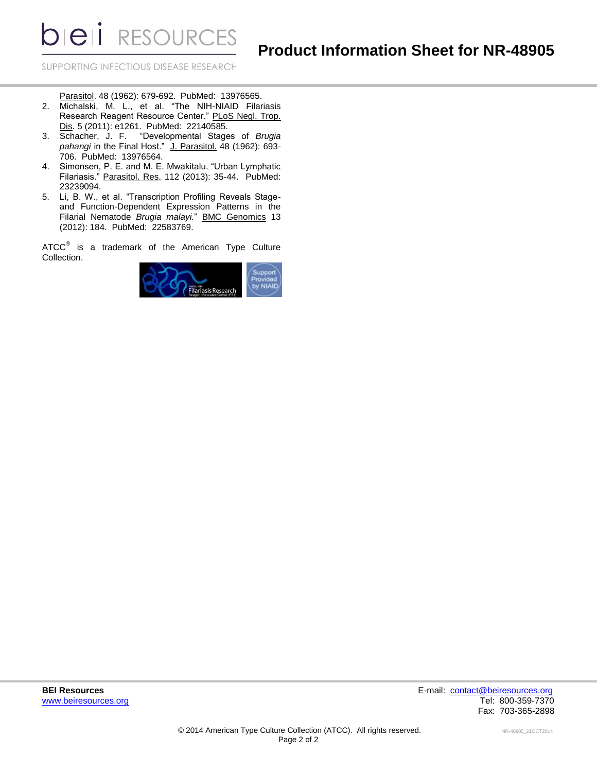Parasitol. 48 (1962): 679-692. PubMed: 13976565.

2. Michalski, M. L., et al. "The NIH-NIAID Filariasis Research Reagent Resource Center." PLoS Negl. Trop. Dis. 5 (2011): e1261. PubMed: 22140585.
3. Schacher, J. F. "Developmental Stages of *Brugia pahangi* in the Final Host." J. Parasitol. 48 (1962): 693-706. PubMed: 13976564.
4. Simonsen, P. E. and M. E. Mwakitalu. "Urban Lymphatic Filariasis." Parasitol. Res. 112 (2013): 35-44. PubMed: 23239094.
5. Li, B. W., et al. "Transcription Profiling Reveals Stage- and Function-Dependent Expression Patterns in the Filarial Nematode *Brugia malayi.*" BMC Genomics 13 (2012): 184. PubMed: 22583769.

ATCC® is a trademark of the American Type Culture Collection.

**BEI Resources**
www.beiresources.org

E-mail: contact@beiresources.org
Tel: 800-359-7370
Fax: 703-365-2898

© 2014 American Type Culture Collection (ATCC). All rights reserved.

NR-48905_21OCT2014